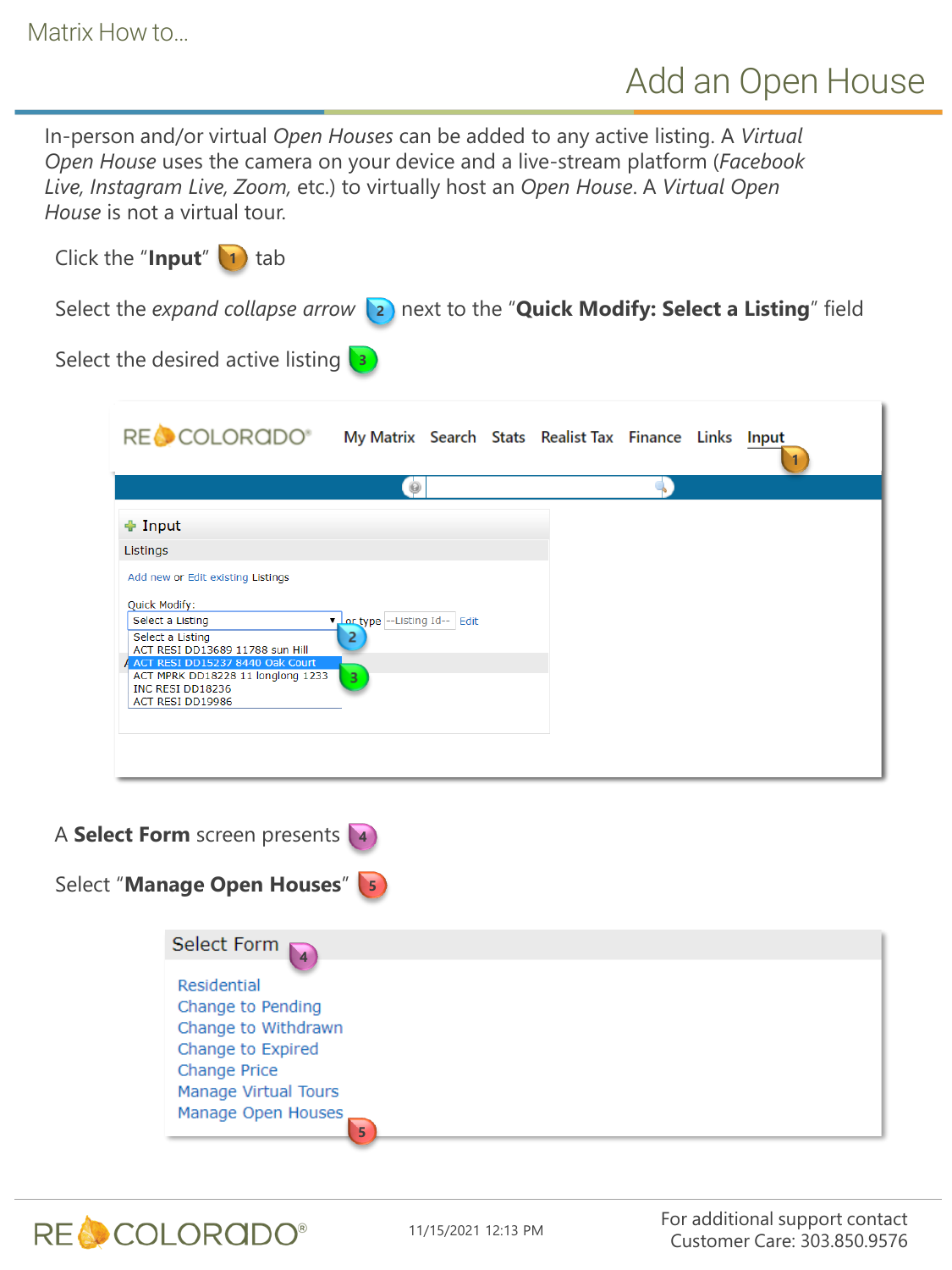# Add an Open House

In-person and/or virtual *Open Houses* can be added to any active listing. A *Virtual Open House* uses the camera on your device and a live-stream platform (*Facebook Live, Instagram Live, Zoom,* etc.) to virtually host an *Open House*. A *Virtual Open House* is not a virtual tour.

1. Click the "**Input**" tab
2. Select the *expand collapse arrow* next to the "**Quick Modify: Select a Listing**" field
3. Select the desired active listing

My Matrix | Search | Stats | Realist Tax | Finance | Links | Input

Input

Listings

Add new or Edit existing Listings

Quick Modify:

Select a Listing — or type --Listing Id-- Edit

- Select a Listing
- ACT RESI DD13689 11788 sun Hill
- ACT RESI DD15237 8440 Oak Court
- ACT MPRK DD18228 11 longlong 1233
- INC RESI DD18236
- ACT RESI DD19986

4. A **Select Form** screen presents
5. Select "**Manage Open Houses**"

Select Form

- Residential
- Change to Pending
- Change to Withdrawn
- Change to Expired
- Change Price
- Manage Virtual Tours
- Manage Open Houses

11/15/2021 12:13 PM

For additional support contact Customer Care: 303.850.9576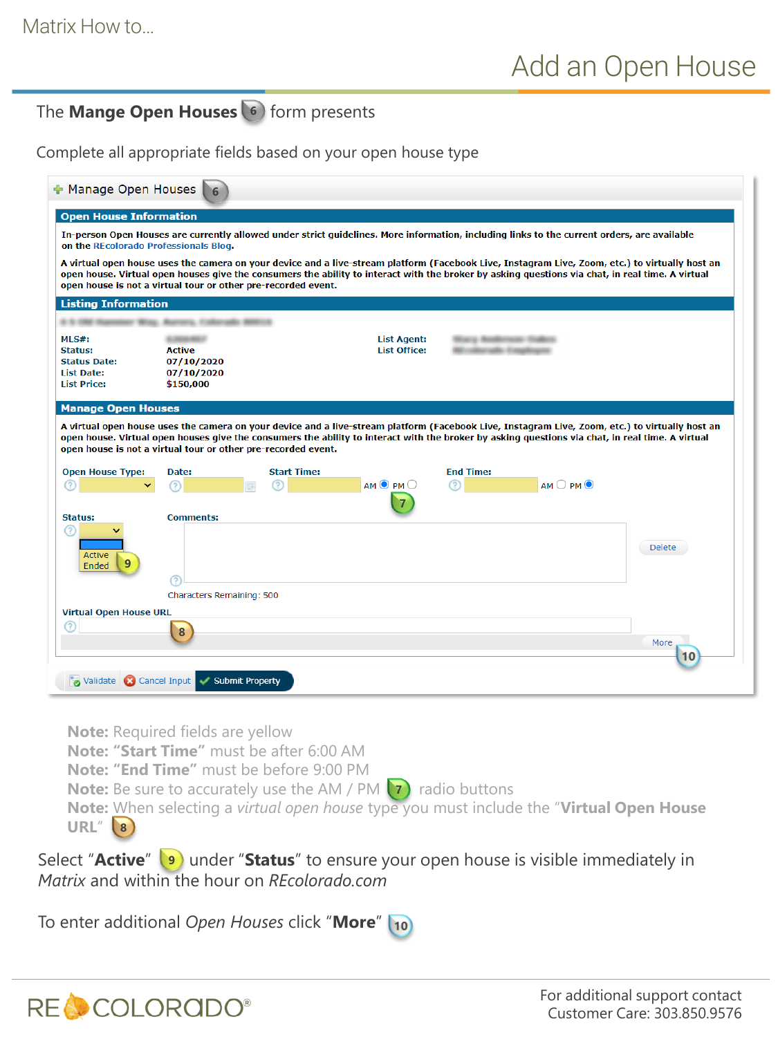# Add an Open House

The **Mange Open Houses** (6) form presents

Complete all appropriate fields based on your open house type

Manage Open Houses (6)

**Open House Information**

In-person Open Houses are currently allowed under strict guidelines. More information, including links to the current orders, are available on the REcolorado Professionals Blog.

A virtual open house uses the camera on your device and a live-stream platform (Facebook Live, Instagram Live, Zoom, etc.) to virtually host an open house. Virtual open houses give the consumers the ability to interact with the broker by asking questions via chat, in real time. A virtual open house is not a virtual tour or other pre-recorded event.

**Listing Information**

MLS#:
Status: Active
Status Date: 07/10/2020
List Date: 07/10/2020
List Price: $150,000

List Agent:
List Office:

**Manage Open Houses**

A virtual open house uses the camera on your device and a live-stream platform (Facebook Live, Instagram Live, Zoom, etc.) to virtually host an open house. Virtual open houses give the consumers the ability to interact with the broker by asking questions via chat, in real time. A virtual open house is not a virtual tour or other pre-recorded event.

Open House Type: | Date: | Start Time: AM PM (7) | End Time: AM PM

Status: Active / Ended (9)

Comments:

Characters Remaining: 500

Delete

Virtual Open House URL (8)

More (10)

Validate | Cancel Input | Submit Property

**Note:** Required fields are yellow
**Note: "Start Time"** must be after 6:00 AM
**Note: "End Time"** must be before 9:00 PM
**Note:** Be sure to accurately use the AM / PM (7) radio buttons
**Note:** When selecting a *virtual open house* type you must include the "**Virtual Open House URL**" (8)

Select "**Active**" (9) under "**Status**" to ensure your open house is visible immediately in *Matrix* and within the hour on *REcolorado.com*

To enter additional *Open Houses* click "**More**" (10)

For additional support contact
Customer Care: 303.850.9576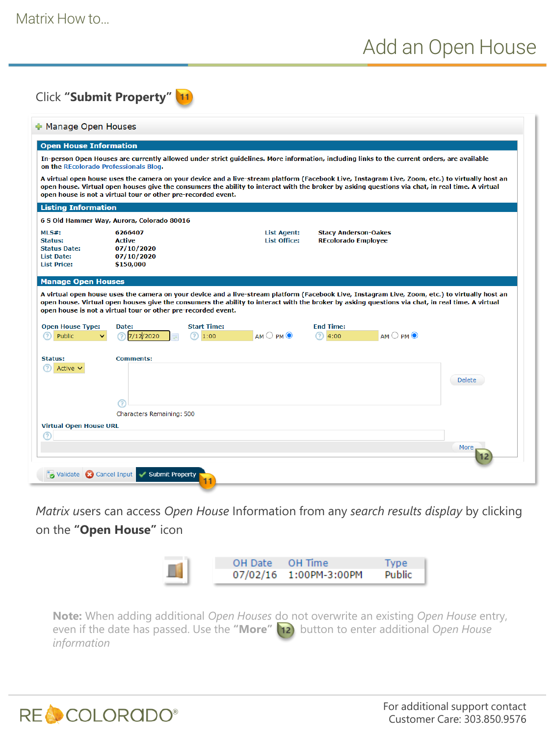# Add an Open House

Click **"Submit Property"** 11

**Manage Open Houses**

**Open House Information**

In-person Open Houses are currently allowed under strict guidelines. More information, including links to the current orders, are available on the REcolorado Professionals Blog.

A virtual open house uses the camera on your device and a live-stream platform (Facebook Live, Instagram Live, Zoom, etc.) to virtually host an open house. Virtual open houses give the consumers the ability to interact with the broker by asking questions via chat, in real time. A virtual open house is not a virtual tour or other pre-recorded event.

**Listing Information**

6 S Old Hammer Way, Aurora, Colorado 80016

| | | | |
|---|---|---|---|
| MLS#: | 6266407 | List Agent: | Stacy Anderson-Oakes |
| Status: | Active | List Office: | REcolorado Employee |
| Status Date: | 07/10/2020 | | |
| List Date: | 07/10/2020 | | |
| List Price: | $150,000 | | |

**Manage Open Houses**

A virtual open house uses the camera on your device and a live-stream platform (Facebook Live, Instagram Live, Zoom, etc.) to virtually host an open house. Virtual open houses give the consumers the ability to interact with the broker by asking questions via chat, in real time. A virtual open house is not a virtual tour or other pre-recorded event.

Open House Type: Public | Date: 7/12/2020 | Start Time: 1:00 AM / PM | End Time: 4:00 AM / PM

Status: Active | Comments:

Characters Remaining: 500

Delete

Virtual Open House URL

More 12

Validate | Cancel Input | Submit Property 11

*Matrix* users can access *Open House* Information from any *search results display* by clicking on the **"Open House"** icon

| OH Date | OH Time | Type |
|---|---|---|
| 07/02/16 | 1:00PM-3:00PM | Public |

**Note:** When adding additional *Open Houses* do not overwrite an existing *Open House* entry, even if the date has passed. Use the **"More"** 12 button to enter additional *Open House information*

For additional support contact
Customer Care: 303.850.9576